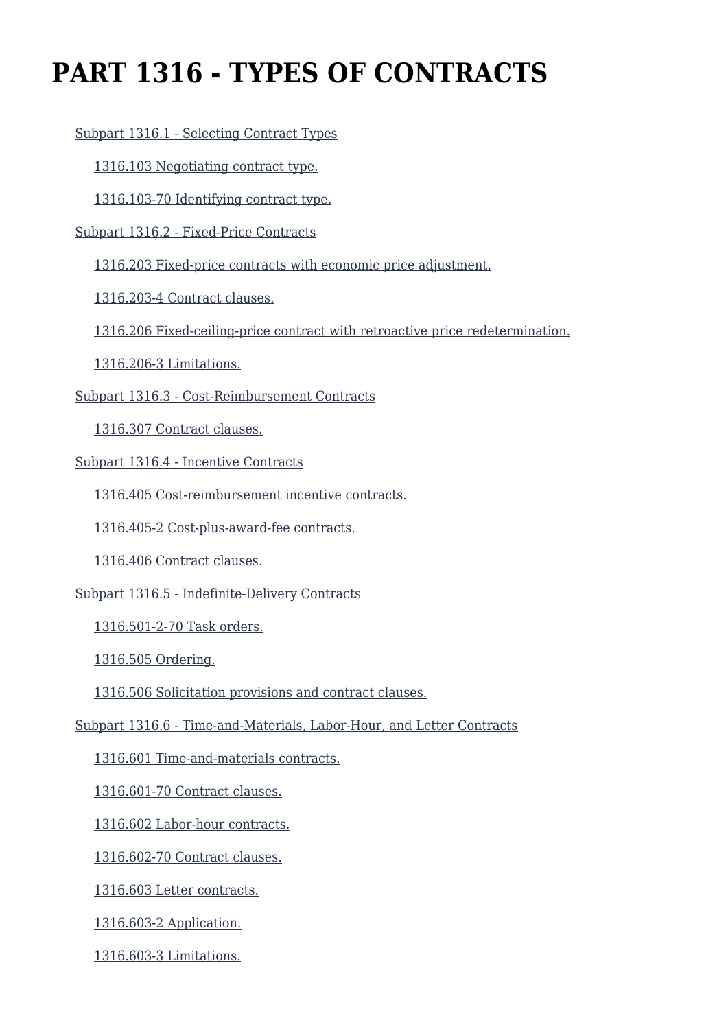# PART 1316 - TYPES OF CONTRACTS

- Subpart 1316.1 - Selecting Contract Types
  - 1316.103 Negotiating contract type.
  - 1316.103-70 Identifying contract type.
- Subpart 1316.2 - Fixed-Price Contracts
  - 1316.203 Fixed-price contracts with economic price adjustment.
  - 1316.203-4 Contract clauses.
  - 1316.206 Fixed-ceiling-price contract with retroactive price redetermination.
  - 1316.206-3 Limitations.
- Subpart 1316.3 - Cost-Reimbursement Contracts
  - 1316.307 Contract clauses.
- Subpart 1316.4 - Incentive Contracts
  - 1316.405 Cost-reimbursement incentive contracts.
  - 1316.405-2 Cost-plus-award-fee contracts.
  - 1316.406 Contract clauses.
- Subpart 1316.5 - Indefinite-Delivery Contracts
  - 1316.501-2-70 Task orders.
  - 1316.505 Ordering.
  - 1316.506 Solicitation provisions and contract clauses.
- Subpart 1316.6 - Time-and-Materials, Labor-Hour, and Letter Contracts
  - 1316.601 Time-and-materials contracts.
  - 1316.601-70 Contract clauses.
  - 1316.602 Labor-hour contracts.
  - 1316.602-70 Contract clauses.
  - 1316.603 Letter contracts.
  - 1316.603-2 Application.
  - 1316.603-3 Limitations.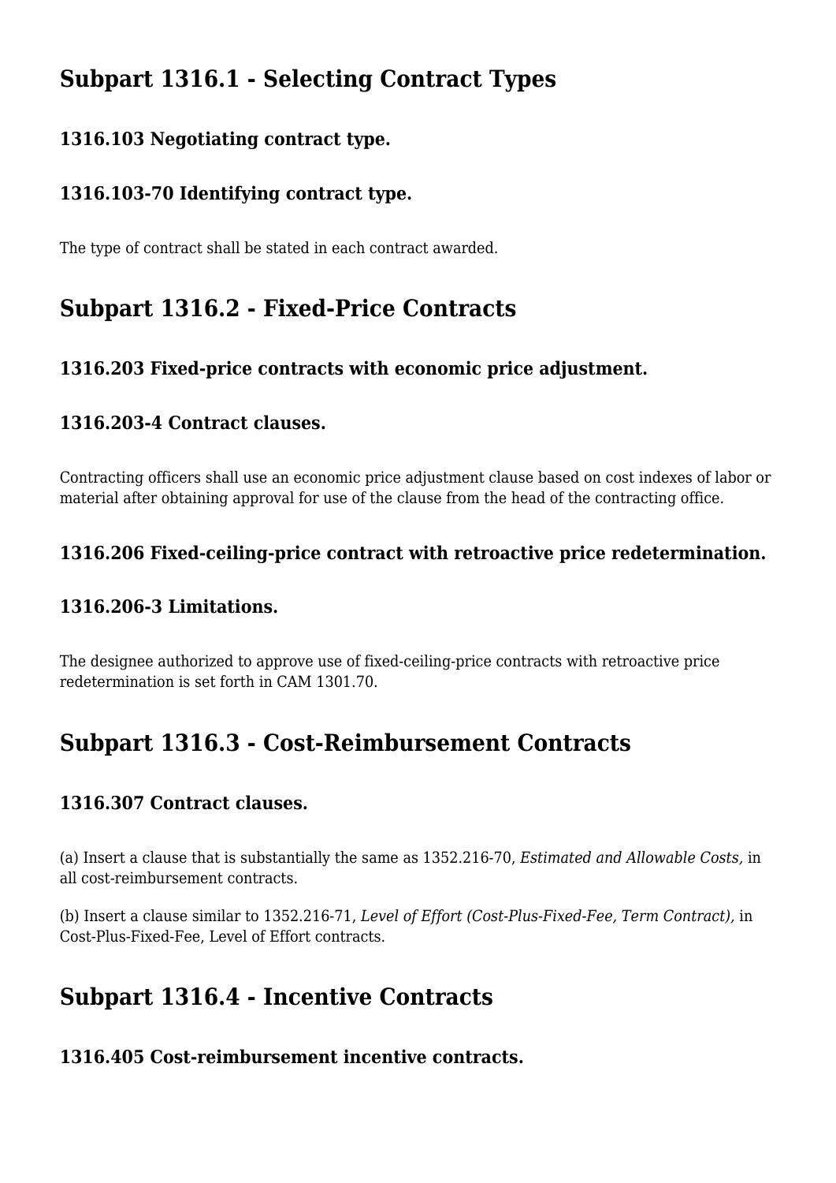## Subpart 1316.1 - Selecting Contract Types

### 1316.103 Negotiating contract type.

### 1316.103-70 Identifying contract type.

The type of contract shall be stated in each contract awarded.

## Subpart 1316.2 - Fixed-Price Contracts

### 1316.203 Fixed-price contracts with economic price adjustment.

### 1316.203-4 Contract clauses.

Contracting officers shall use an economic price adjustment clause based on cost indexes of labor or material after obtaining approval for use of the clause from the head of the contracting office.

### 1316.206 Fixed-ceiling-price contract with retroactive price redetermination.

### 1316.206-3 Limitations.

The designee authorized to approve use of fixed-ceiling-price contracts with retroactive price redetermination is set forth in CAM 1301.70.

## Subpart 1316.3 - Cost-Reimbursement Contracts

### 1316.307 Contract clauses.

(a) Insert a clause that is substantially the same as 1352.216-70, *Estimated and Allowable Costs,* in all cost-reimbursement contracts.

(b) Insert a clause similar to 1352.216-71, *Level of Effort (Cost-Plus-Fixed-Fee, Term Contract),* in Cost-Plus-Fixed-Fee, Level of Effort contracts.

## Subpart 1316.4 - Incentive Contracts

### 1316.405 Cost-reimbursement incentive contracts.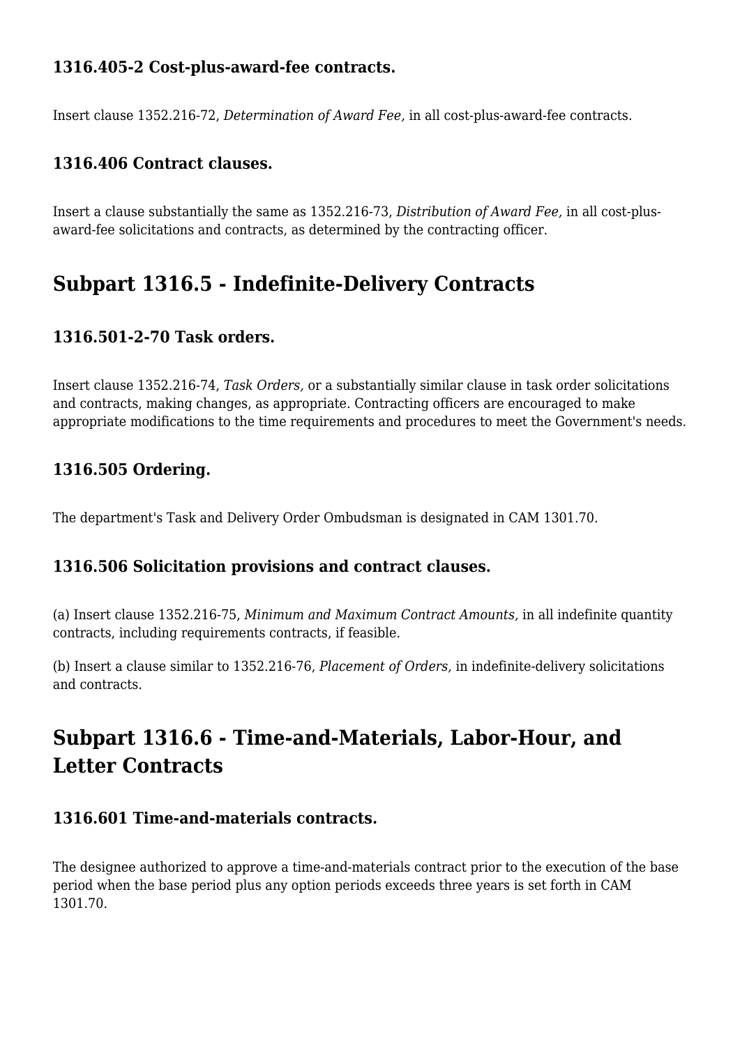### 1316.405-2 Cost-plus-award-fee contracts.

Insert clause 1352.216-72, *Determination of Award Fee,* in all cost-plus-award-fee contracts.

### 1316.406 Contract clauses.

Insert a clause substantially the same as 1352.216-73, *Distribution of Award Fee,* in all cost-plus-award-fee solicitations and contracts, as determined by the contracting officer.

## Subpart 1316.5 - Indefinite-Delivery Contracts

### 1316.501-2-70 Task orders.

Insert clause 1352.216-74, *Task Orders,* or a substantially similar clause in task order solicitations and contracts, making changes, as appropriate. Contracting officers are encouraged to make appropriate modifications to the time requirements and procedures to meet the Government's needs.

### 1316.505 Ordering.

The department's Task and Delivery Order Ombudsman is designated in CAM 1301.70.

### 1316.506 Solicitation provisions and contract clauses.

(a) Insert clause 1352.216-75, *Minimum and Maximum Contract Amounts,* in all indefinite quantity contracts, including requirements contracts, if feasible.

(b) Insert a clause similar to 1352.216-76, *Placement of Orders,* in indefinite-delivery solicitations and contracts.

## Subpart 1316.6 - Time-and-Materials, Labor-Hour, and Letter Contracts

### 1316.601 Time-and-materials contracts.

The designee authorized to approve a time-and-materials contract prior to the execution of the base period when the base period plus any option periods exceeds three years is set forth in CAM 1301.70.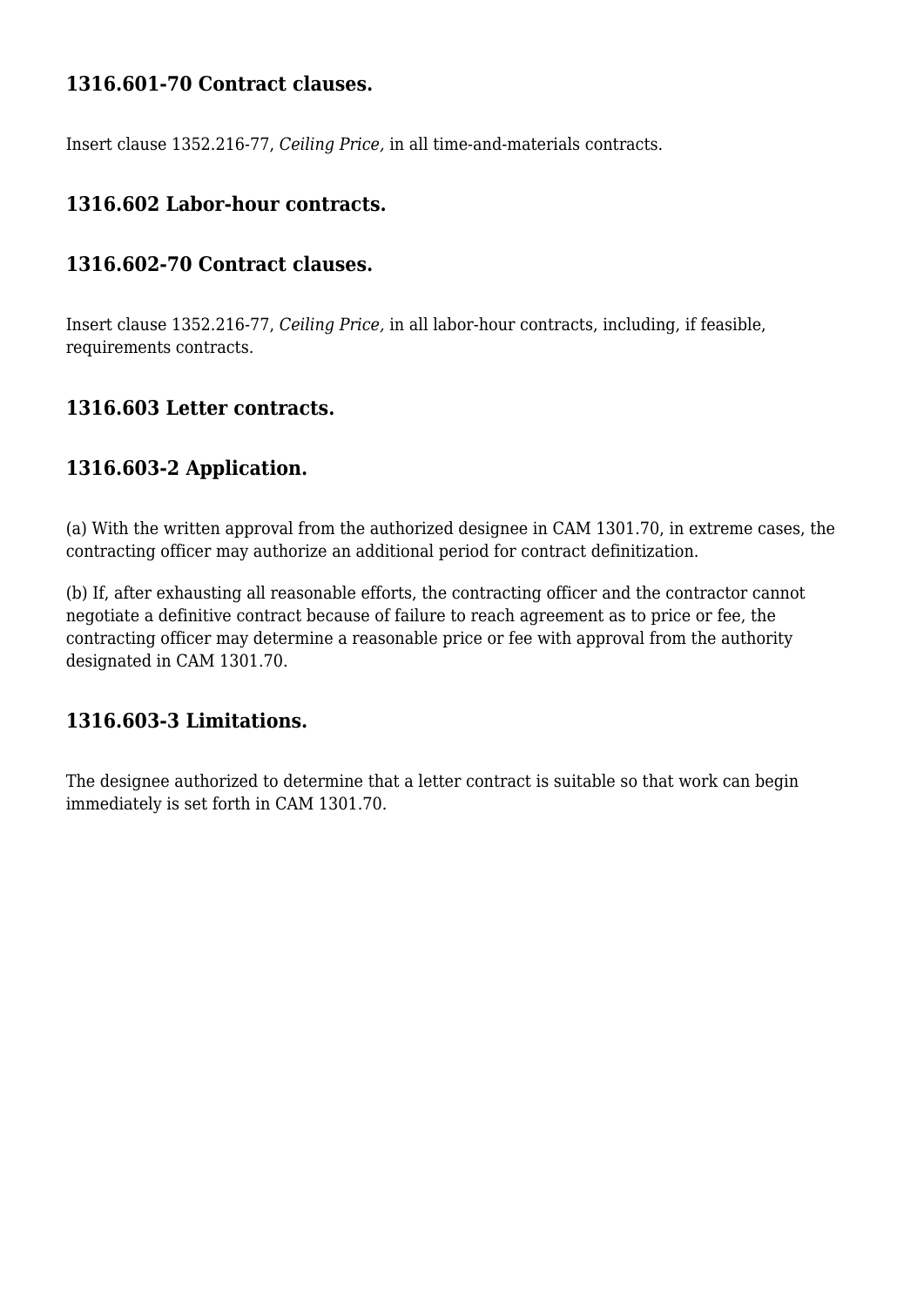### 1316.601-70 Contract clauses.

Insert clause 1352.216-77, *Ceiling Price,* in all time-and-materials contracts.

### 1316.602 Labor-hour contracts.

### 1316.602-70 Contract clauses.

Insert clause 1352.216-77, *Ceiling Price,* in all labor-hour contracts, including, if feasible, requirements contracts.

### 1316.603 Letter contracts.

### 1316.603-2 Application.

(a) With the written approval from the authorized designee in CAM 1301.70, in extreme cases, the contracting officer may authorize an additional period for contract definitization.

(b) If, after exhausting all reasonable efforts, the contracting officer and the contractor cannot negotiate a definitive contract because of failure to reach agreement as to price or fee, the contracting officer may determine a reasonable price or fee with approval from the authority designated in CAM 1301.70.

### 1316.603-3 Limitations.

The designee authorized to determine that a letter contract is suitable so that work can begin immediately is set forth in CAM 1301.70.